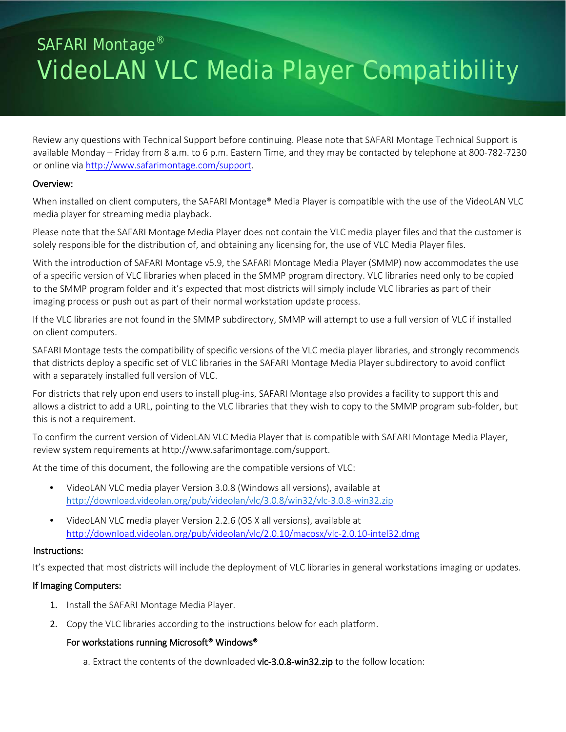# SAFARI Montage®

# VideoLAN VLC Media Player Compatibility

Review any questions with Technical Support before continuing. Please note that SAFARI Montage Technical Support is available Monday – Friday from 8 a.m. to 6 p.m. Eastern Time, and they may be contacted by telephone at 800-782-7230 or online via http://www.safarimontage.com/support.

**Overview:**

When installed on client computers, the SAFARI Montage® Media Player is compatible with the use of the VideoLAN VLC media player for streaming media playback.

Please note that the SAFARI Montage Media Player does not contain the VLC media player files and that the customer is solely responsible for the distribution of, and obtaining any licensing for, the use of VLC Media Player files.

With the introduction of SAFARI Montage v5.9, the SAFARI Montage Media Player (SMMP) now accommodates the use of a specific version of VLC libraries when placed in the SMMP program directory. VLC libraries need only to be copied to the SMMP program folder and it's expected that most districts will simply include VLC libraries as part of their imaging process or push out as part of their normal workstation update process.

If the VLC libraries are not found in the SMMP subdirectory, SMMP will attempt to use a full version of VLC if installed on client computers.

SAFARI Montage tests the compatibility of specific versions of the VLC media player libraries, and strongly recommends that districts deploy a specific set of VLC libraries in the SAFARI Montage Media Player subdirectory to avoid conflict with a separately installed full version of VLC.

For districts that rely upon end users to install plug-ins, SAFARI Montage also provides a facility to support this and allows a district to add a URL, pointing to the VLC libraries that they wish to copy to the SMMP program sub-folder, but this is not a requirement.

To confirm the current version of VideoLAN VLC Media Player that is compatible with SAFARI Montage Media Player, review system requirements at http://www.safarimontage.com/support.

At the time of this document, the following are the compatible versions of VLC:

- VideoLAN VLC media player Version 3.0.8 (Windows all versions), available at http://download.videolan.org/pub/videolan/vlc/3.0.8/win32/vlc-3.0.8-win32.zip
- VideoLAN VLC media player Version 2.2.6 (OS X all versions), available at http://download.videolan.org/pub/videolan/vlc/2.0.10/macosx/vlc-2.0.10-intel32.dmg

**Instructions:**

It's expected that most districts will include the deployment of VLC libraries in general workstations imaging or updates.

**If Imaging Computers:**

1. Install the SAFARI Montage Media Player.
2. Copy the VLC libraries according to the instructions below for each platform.

   **For workstations running Microsoft® Windows®**

   a. Extract the contents of the downloaded **vlc-3.0.8-win32.zip** to the follow location: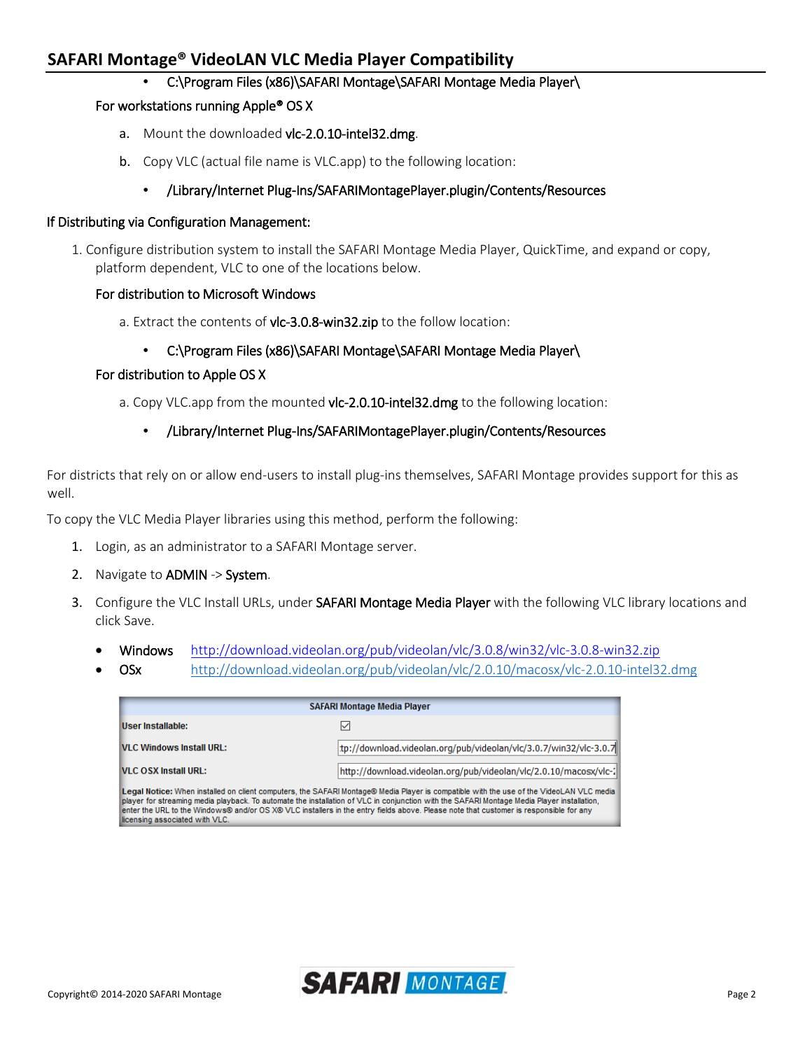- C:\Program Files (x86)\SAFARI Montage\SAFARI Montage Media Player\

For workstations running Apple® OS X

a. Mount the downloaded **vlc-2.0.10-intel32.dmg**.

b. Copy VLC (actual file name is VLC.app) to the following location:

- /Library/Internet Plug-Ins/SAFARIMontagePlayer.plugin/Contents/Resources

**If Distributing via Configuration Management:**

1. Configure distribution system to install the SAFARI Montage Media Player, QuickTime, and expand or copy, platform dependent, VLC to one of the locations below.

   For distribution to Microsoft Windows

   a. Extract the contents of **vlc-3.0.8-win32.zip** to the follow location:

   - C:\Program Files (x86)\SAFARI Montage\SAFARI Montage Media Player\

   For distribution to Apple OS X

   a. Copy VLC.app from the mounted **vlc-2.0.10-intel32.dmg** to the following location:

   - /Library/Internet Plug-Ins/SAFARIMontagePlayer.plugin/Contents/Resources

For districts that rely on or allow end-users to install plug-ins themselves, SAFARI Montage provides support for this as well.

To copy the VLC Media Player libraries using this method, perform the following:

1. Login, as an administrator to a SAFARI Montage server.
2. Navigate to **ADMIN** -> **System**.
3. Configure the VLC Install URLs, under **SAFARI Montage Media Player** with the following VLC library locations and click Save.

   - Windows http://download.videolan.org/pub/videolan/vlc/3.0.8/win32/vlc-3.0.8-win32.zip
   - OSx http://download.videolan.org/pub/videolan/vlc/2.0.10/macosx/vlc-2.0.10-intel32.dmg

| SAFARI Montage Media Player | |
|---|---|
| User Installable: | ☑ |
| VLC Windows Install URL: | tp://download.videolan.org/pub/videolan/vlc/3.0.7/win32/vlc-3.0.7 |
| VLC OSX Install URL: | http://download.videolan.org/pub/videolan/vlc/2.0.10/macosx/vlc-2 |

**Legal Notice:** When installed on client computers, the SAFARI Montage® Media Player is compatible with the use of the VideoLAN VLC media player for streaming media playback. To automate the installation of VLC in conjunction with the SAFARI Montage Media Player installation, enter the URL to the Windows® and/or OS X® VLC installers in the entry fields above. Please note that customer is responsible for any licensing associated with VLC.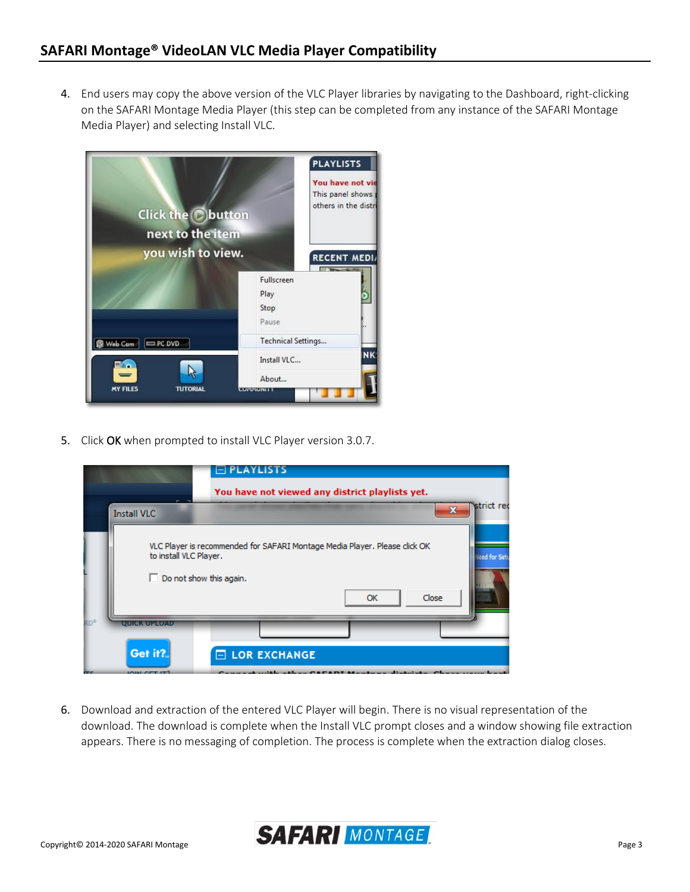4. End users may copy the above version of the VLC Player libraries by navigating to the Dashboard, right-clicking on the SAFARI Montage Media Player (this step can be completed from any instance of the SAFARI Montage Media Player) and selecting Install VLC.

5. Click OK when prompted to install VLC Player version 3.0.7.

6. Download and extraction of the entered VLC Player will begin. There is no visual representation of the download. The download is complete when the Install VLC prompt closes and a window showing file extraction appears. There is no messaging of completion. The process is complete when the extraction dialog closes.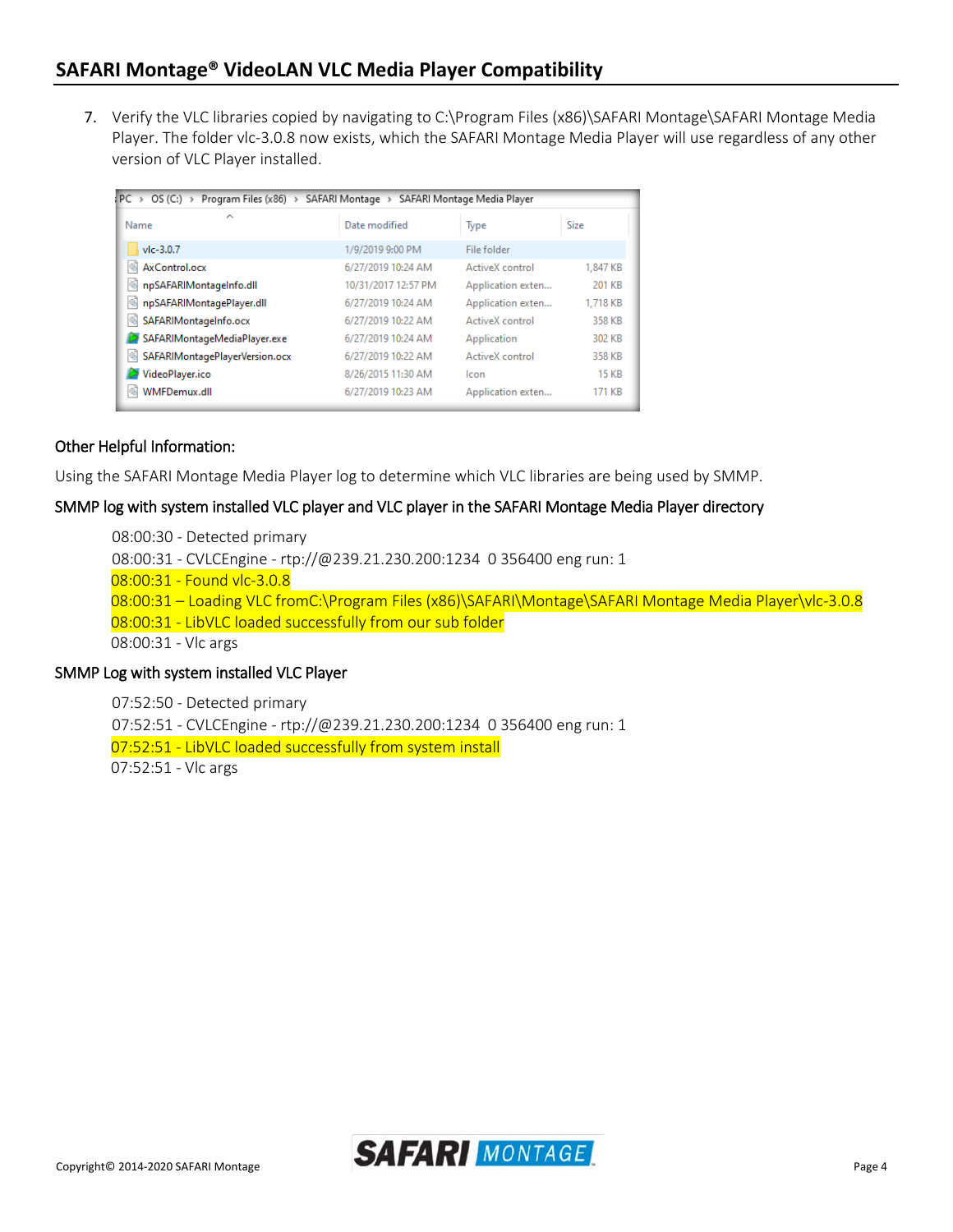7. Verify the VLC libraries copied by navigating to C:\Program Files (x86)\SAFARI Montage\SAFARI Montage Media Player. The folder vlc-3.0.8 now exists, which the SAFARI Montage Media Player will use regardless of any other version of VLC Player installed.

PC > OS (C:) > Program Files (x86) > SAFARI Montage > SAFARI Montage Media Player

| Name | Date modified | Type | Size |
|---|---|---|---|
| vlc-3.0.7 | 1/9/2019 9:00 PM | File folder | |
| AxControl.ocx | 6/27/2019 10:24 AM | ActiveX control | 1,847 KB |
| npSAFARIMontageInfo.dll | 10/31/2017 12:57 PM | Application exten... | 201 KB |
| npSAFARIMontagePlayer.dll | 6/27/2019 10:24 AM | Application exten... | 1,718 KB |
| SAFARIMontageInfo.ocx | 6/27/2019 10:22 AM | ActiveX control | 358 KB |
| SAFARIMontageMediaPlayer.exe | 6/27/2019 10:24 AM | Application | 302 KB |
| SAFARIMontagePlayerVersion.ocx | 6/27/2019 10:22 AM | ActiveX control | 358 KB |
| VideoPlayer.ico | 8/26/2015 11:30 AM | Icon | 15 KB |
| WMFDemux.dll | 6/27/2019 10:23 AM | Application exten... | 171 KB |

Other Helpful Information:

Using the SAFARI Montage Media Player log to determine which VLC libraries are being used by SMMP.

SMMP log with system installed VLC player and VLC player in the SAFARI Montage Media Player directory

```
08:00:30 - Detected primary
08:00:31 - CVLCEngine - rtp://@239.21.230.200:1234  0 356400 eng run: 1
08:00:31 - Found vlc-3.0.8
08:00:31 – Loading VLC fromC:\Program Files (x86)\SAFARI\Montage\SAFARI Montage Media Player\vlc-3.0.8
08:00:31 - LibVLC loaded successfully from our sub folder
08:00:31 - Vlc args
```

SMMP Log with system installed VLC Player

```
07:52:50 - Detected primary
07:52:51 - CVLCEngine - rtp://@239.21.230.200:1234  0 356400 eng run: 1
07:52:51 - LibVLC loaded successfully from system install
07:52:51 - Vlc args
```